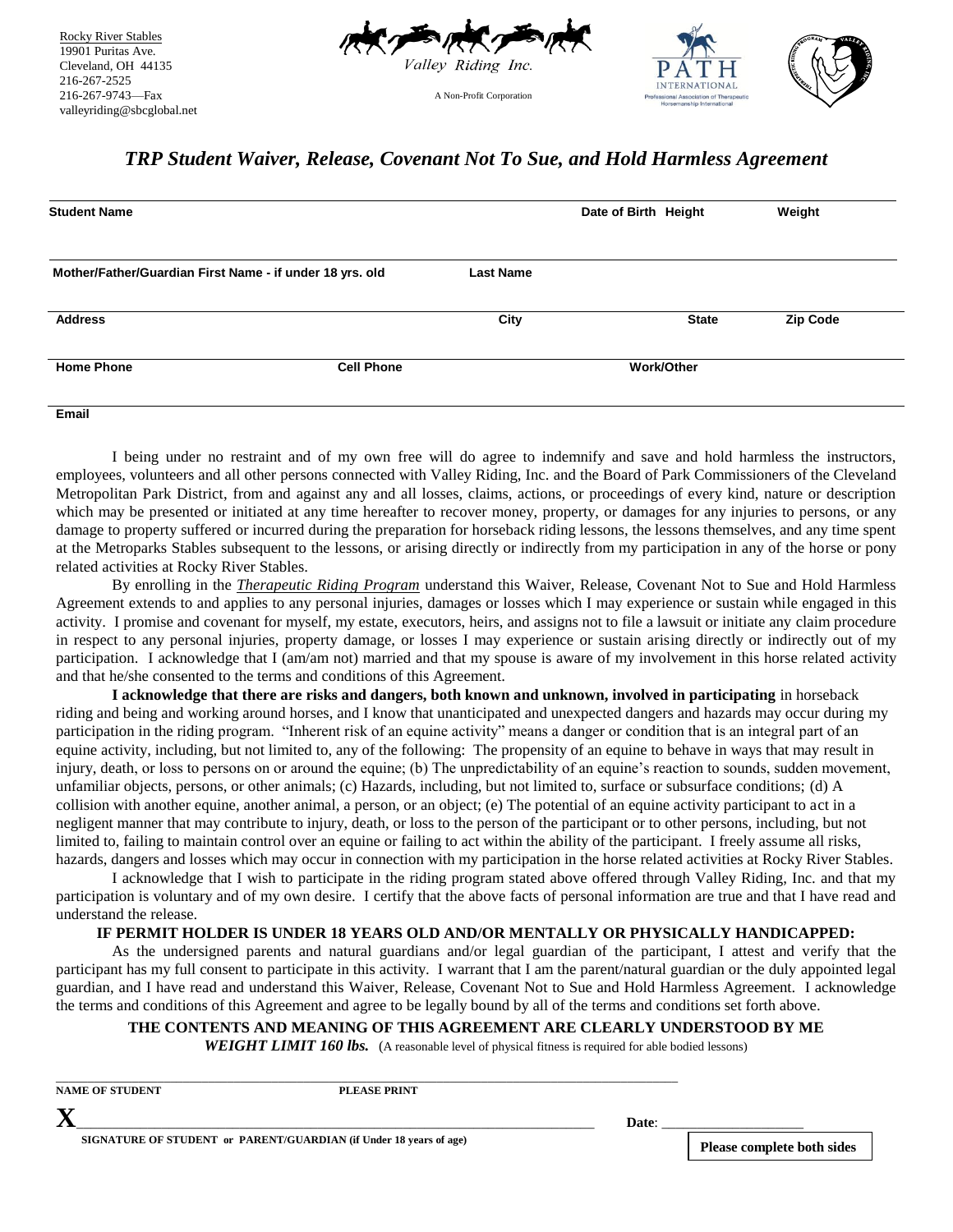Rocky River Stables
19901 Puritas Ave.
Cleveland, OH 44135
216-267-2525
216-267-9743—Fax
valleyriding@sbcglobal.net

Valley Riding Inc.

A Non-Profit Corporation

PATH INTERNATIONAL
Professional Association of Therapeutic Horsemanship International

## *TRP Student Waiver, Release, Covenant Not To Sue, and Hold Harmless Agreement*

| Student Name | | Date of Birth | Height | Weight |
|---|---|---|---|---|
| **Mother/Father/Guardian First Name - if under 18 yrs. old** | **Last Name** | | | |
| **Address** | **City** | **State** | | **Zip Code** |
| **Home Phone** | **Cell Phone** | **Work/Other** | | |
| **Email** | | | | |

I being under no restraint and of my own free will do agree to indemnify and save and hold harmless the instructors, employees, volunteers and all other persons connected with Valley Riding, Inc. and the Board of Park Commissioners of the Cleveland Metropolitan Park District, from and against any and all losses, claims, actions, or proceedings of every kind, nature or description which may be presented or initiated at any time hereafter to recover money, property, or damages for any injuries to persons, or any damage to property suffered or incurred during the preparation for horseback riding lessons, the lessons themselves, and any time spent at the Metroparks Stables subsequent to the lessons, or arising directly or indirectly from my participation in any of the horse or pony related activities at Rocky River Stables.

By enrolling in the ***Therapeutic Riding Program*** understand this Waiver, Release, Covenant Not to Sue and Hold Harmless Agreement extends to and applies to any personal injuries, damages or losses which I may experience or sustain while engaged in this activity. I promise and covenant for myself, my estate, executors, heirs, and assigns not to file a lawsuit or initiate any claim procedure in respect to any personal injuries, property damage, or losses I may experience or sustain arising directly or indirectly out of my participation. I acknowledge that I (am/am not) married and that my spouse is aware of my involvement in this horse related activity and that he/she consented to the terms and conditions of this Agreement.

**I acknowledge that there are risks and dangers, both known and unknown, involved in participating** in horseback riding and being and working around horses, and I know that unanticipated and unexpected dangers and hazards may occur during my participation in the riding program. "Inherent risk of an equine activity" means a danger or condition that is an integral part of an equine activity, including, but not limited to, any of the following: The propensity of an equine to behave in ways that may result in injury, death, or loss to persons on or around the equine; (b) The unpredictability of an equine's reaction to sounds, sudden movement, unfamiliar objects, persons, or other animals; (c) Hazards, including, but not limited to, surface or subsurface conditions; (d) A collision with another equine, another animal, a person, or an object; (e) The potential of an equine activity participant to act in a negligent manner that may contribute to injury, death, or loss to the person of the participant or to other persons, including, but not limited to, failing to maintain control over an equine or failing to act within the ability of the participant. I freely assume all risks, hazards, dangers and losses which may occur in connection with my participation in the horse related activities at Rocky River Stables.

I acknowledge that I wish to participate in the riding program stated above offered through Valley Riding, Inc. and that my participation is voluntary and of my own desire. I certify that the above facts of personal information are true and that I have read and understand the release.

**IF PERMIT HOLDER IS UNDER 18 YEARS OLD AND/OR MENTALLY OR PHYSICALLY HANDICAPPED:**

As the undersigned parents and natural guardians and/or legal guardian of the participant, I attest and verify that the participant has my full consent to participate in this activity. I warrant that I am the parent/natural guardian or the duly appointed legal guardian, and I have read and understand this Waiver, Release, Covenant Not to Sue and Hold Harmless Agreement. I acknowledge the terms and conditions of this Agreement and agree to be legally bound by all of the terms and conditions set forth above.

**THE CONTENTS AND MEANING OF THIS AGREEMENT ARE CLEARLY UNDERSTOOD BY ME**

***WEIGHT LIMIT 160 lbs.*** (A reasonable level of physical fitness is required for able bodied lessons)

______________________________________________

**NAME OF STUDENT** **PLEASE PRINT**

**X**______________________________________________ **Date**: ____________________

**SIGNATURE OF STUDENT or PARENT/GUARDIAN (if Under 18 years of age)**

**Please complete both sides**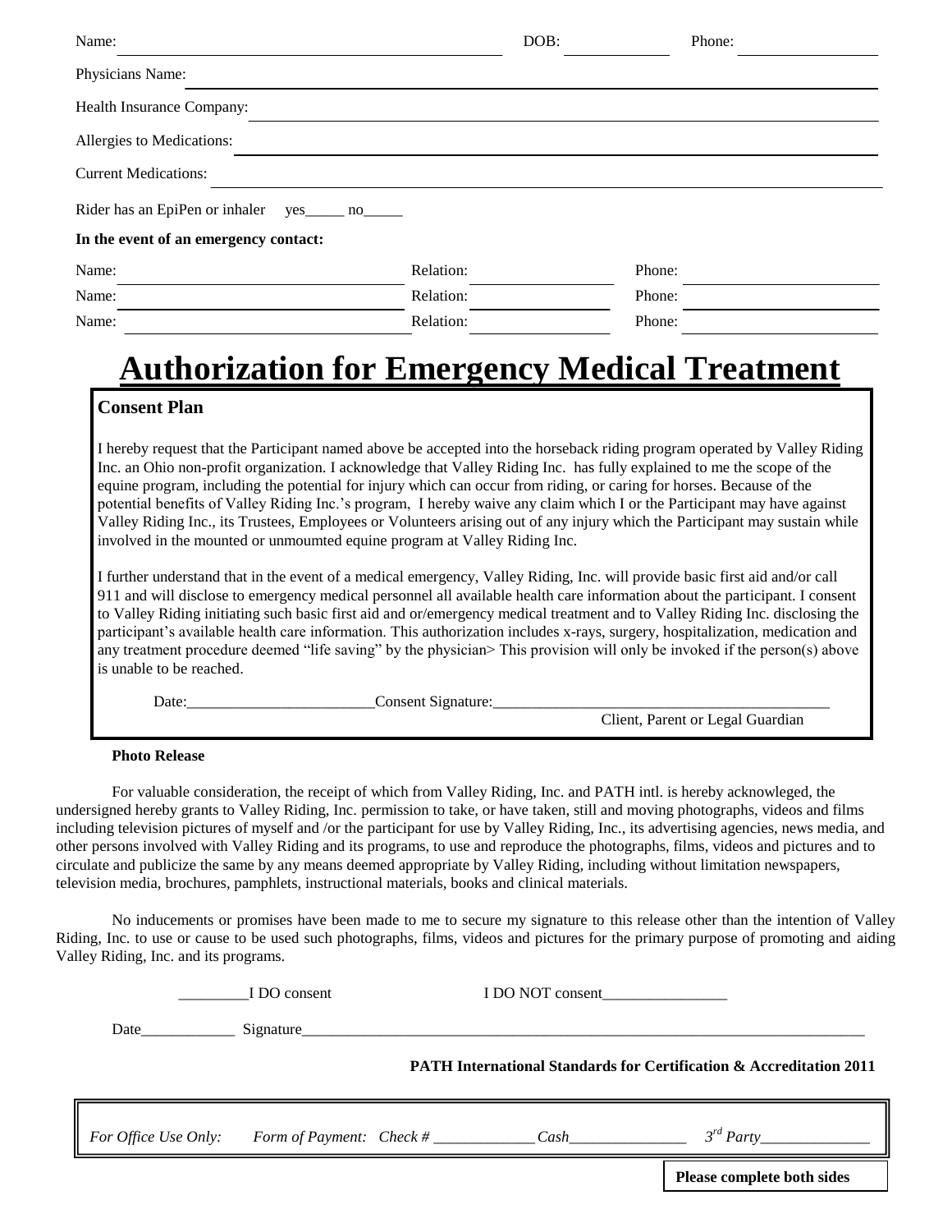Name: _______________________________________________ DOB: ____________ Phone: ________________

Physicians Name: ____________________________________________________________________________

Health Insurance Company: ____________________________________________________________________

Allergies to Medications: _____________________________________________________________________

Current Medications: _________________________________________________________________________

Rider has an EpiPen or inhaler yes_____ no_____

**In the event of an emergency contact:**

Name: ______________________________ Relation: ________________ Phone: ____________________

Name: ______________________________ Relation: ________________ Phone: ____________________

Name: ______________________________ Relation: ________________ Phone: ____________________

# Authorization for Emergency Medical Treatment

## Consent Plan

I hereby request that the Participant named above be accepted into the horseback riding program operated by Valley Riding Inc. an Ohio non-profit organization. I acknowledge that Valley Riding Inc. has fully explained to me the scope of the equine program, including the potential for injury which can occur from riding, or caring for horses. Because of the potential benefits of Valley Riding Inc.'s program, I hereby waive any claim which I or the Participant may have against Valley Riding Inc., its Trustees, Employees or Volunteers arising out of any injury which the Participant may sustain while involved in the mounted or unmoumted equine program at Valley Riding Inc.

I further understand that in the event of a medical emergency, Valley Riding, Inc. will provide basic first aid and/or call 911 and will disclose to emergency medical personnel all available health care information about the participant. I consent to Valley Riding initiating such basic first aid and or/emergency medical treatment and to Valley Riding Inc. disclosing the participant's available health care information. This authorization includes x-rays, surgery, hospitalization, medication and any treatment procedure deemed "life saving" by the physician> This provision will only be invoked if the person(s) above is unable to be reached.

Date:________________________Consent Signature:___________________________________________

Client, Parent or Legal Guardian

**Photo Release**

For valuable consideration, the receipt of which from Valley Riding, Inc. and PATH intl. is hereby acknowleged, the undersigned hereby grants to Valley Riding, Inc. permission to take, or have taken, still and moving photographs, videos and films including television pictures of myself and /or the participant for use by Valley Riding, Inc., its advertising agencies, news media, and other persons involved with Valley Riding and its programs, to use and reproduce the photographs, films, videos and pictures and to circulate and publicize the same by any means deemed appropriate by Valley Riding, including without limitation newspapers, television media, brochures, pamphlets, instructional materials, books and clinical materials.

No inducements or promises have been made to me to secure my signature to this release other than the intention of Valley Riding, Inc. to use or cause to be used such photographs, films, videos and pictures for the primary purpose of promoting and aiding Valley Riding, Inc. and its programs.

_________I DO consent I DO NOT consent________________

Date____________ Signature_____________________________________________________________________________

**PATH International Standards for Certification & Accreditation 2011**

*For Office Use Only: Form of Payment: Check # _____________ Cash_______________ 3rd Party______________*

**Please complete both sides**